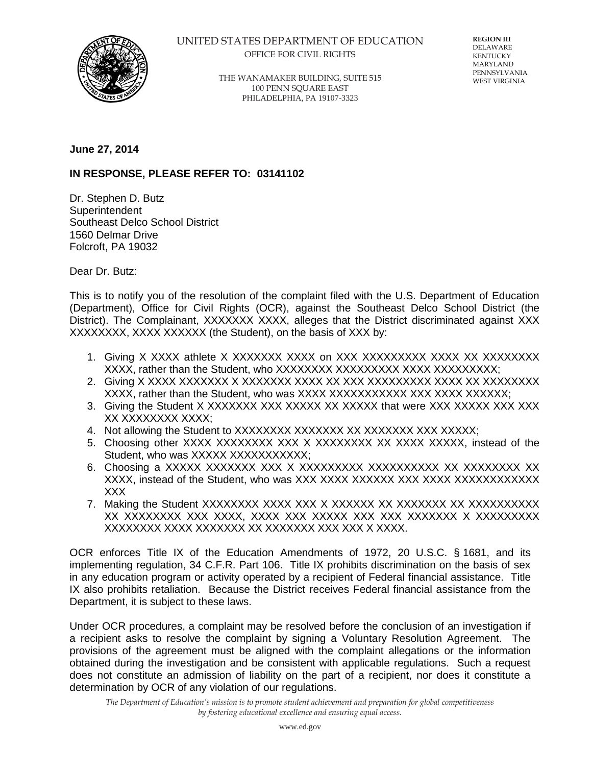UNITED STATES DEPARTMENT OF EDUCATION
OFFICE FOR CIVIL RIGHTS

THE WANAMAKER BUILDING, SUITE 515
100 PENN SQUARE EAST
PHILADELPHIA, PA 19107-3323

**REGION III**
DELAWARE
KENTUCKY
MARYLAND
PENNSYLVANIA
WEST VIRGINIA

**June 27, 2014**

**IN RESPONSE, PLEASE REFER TO: 03141102**

Dr. Stephen D. Butz
Superintendent
Southeast Delco School District
1560 Delmar Drive
Folcroft, PA 19032

Dear Dr. Butz:

This is to notify you of the resolution of the complaint filed with the U.S. Department of Education (Department), Office for Civil Rights (OCR), against the Southeast Delco School District (the District). The Complainant, XXXXXXX XXXX, alleges that the District discriminated against XXX XXXXXXXX, XXXX XXXXXX (the Student), on the basis of XXX by:

1. Giving X XXXX athlete X XXXXXXX XXXX on XXX XXXXXXXXX XXXX XX XXXXXXXX XXXX, rather than the Student, who XXXXXXXX XXXXXXXXX XXXX XXXXXXXXX;
2. Giving X XXXX XXXXXXX X XXXXXXX XXXX XX XXX XXXXXXXXX XXXX XX XXXXXXXX XXXX, rather than the Student, who was XXXX XXXXXXXXXXX XXX XXXX XXXXXX;
3. Giving the Student X XXXXXXX XXX XXXXX XX XXXXX that were XXX XXXXX XXX XXX XX XXXXXXXX XXXX;
4. Not allowing the Student to XXXXXXXX XXXXXXX XX XXXXXXX XXX XXXXX;
5. Choosing other XXXX XXXXXXXX XXX X XXXXXXXX XX XXXX XXXXX, instead of the Student, who was XXXXX XXXXXXXXXXX;
6. Choosing a XXXXX XXXXXXX XXX X XXXXXXXXX XXXXXXXXX XX XXXXXXXX XX XXXX, instead of the Student, who was XXX XXXX XXXXXX XXX XXXX XXXXXXXXXXXX XXX
7. Making the Student XXXXXXXX XXXX XXX X XXXXXX XX XXXXXXX XX XXXXXXXXXX XX XXXXXXXX XXX XXXX, XXXX XXX XXXXX XXX XXX XXXXXXX X XXXXXXXXX XXXXXXXX XXXX XXXXXXX XX XXXXXXX XXX XXX X XXXX.

OCR enforces Title IX of the Education Amendments of 1972, 20 U.S.C. § 1681, and its implementing regulation, 34 C.F.R. Part 106. Title IX prohibits discrimination on the basis of sex in any education program or activity operated by a recipient of Federal financial assistance. Title IX also prohibits retaliation. Because the District receives Federal financial assistance from the Department, it is subject to these laws.

Under OCR procedures, a complaint may be resolved before the conclusion of an investigation if a recipient asks to resolve the complaint by signing a Voluntary Resolution Agreement. The provisions of the agreement must be aligned with the complaint allegations or the information obtained during the investigation and be consistent with applicable regulations. Such a request does not constitute an admission of liability on the part of a recipient, nor does it constitute a determination by OCR of any violation of our regulations.

*The Department of Education's mission is to promote student achievement and preparation for global competitiveness by fostering educational excellence and ensuring equal access.*

www.ed.gov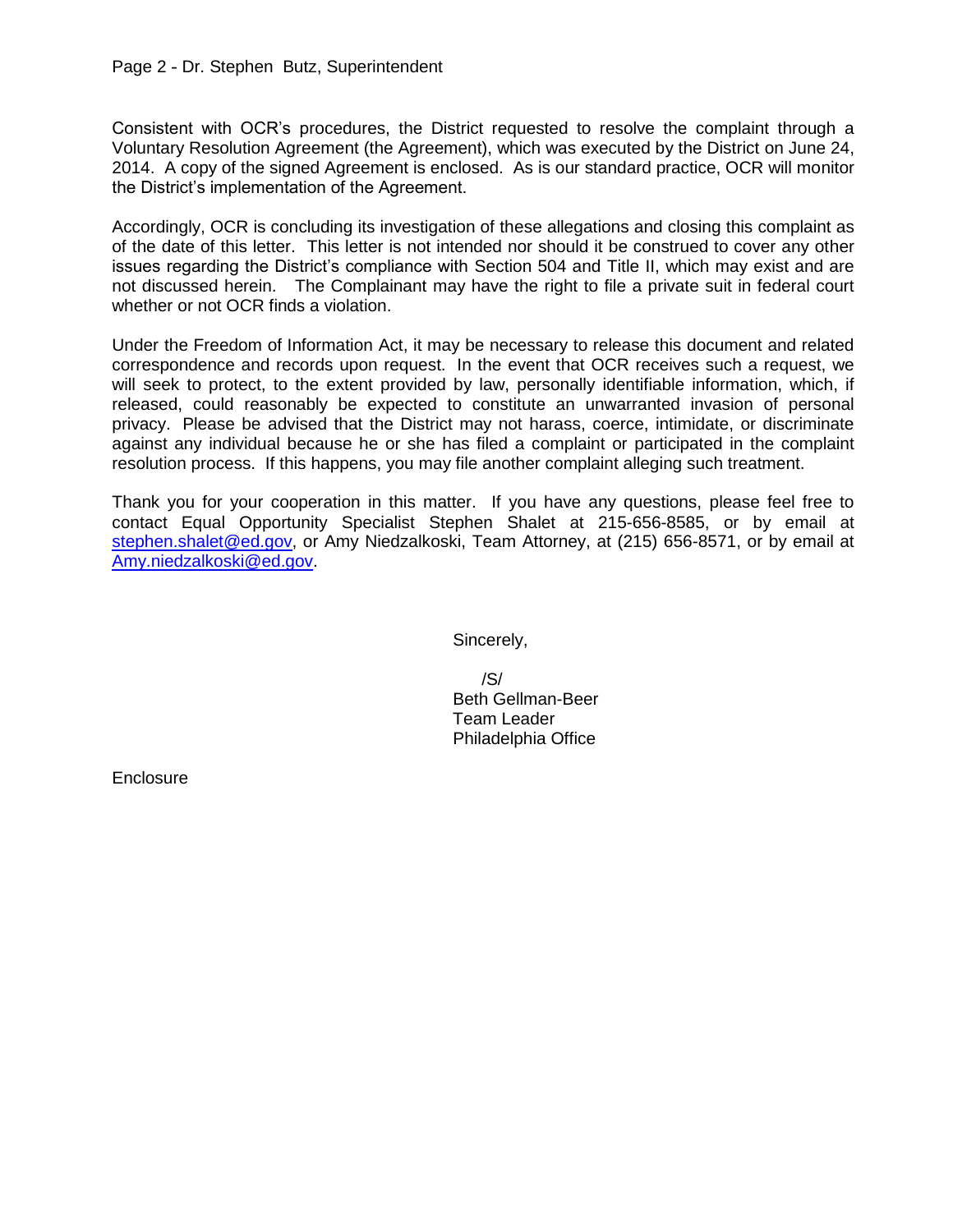Consistent with OCR's procedures, the District requested to resolve the complaint through a Voluntary Resolution Agreement (the Agreement), which was executed by the District on June 24, 2014. A copy of the signed Agreement is enclosed. As is our standard practice, OCR will monitor the District's implementation of the Agreement.

Accordingly, OCR is concluding its investigation of these allegations and closing this complaint as of the date of this letter. This letter is not intended nor should it be construed to cover any other issues regarding the District's compliance with Section 504 and Title II, which may exist and are not discussed herein. The Complainant may have the right to file a private suit in federal court whether or not OCR finds a violation.

Under the Freedom of Information Act, it may be necessary to release this document and related correspondence and records upon request. In the event that OCR receives such a request, we will seek to protect, to the extent provided by law, personally identifiable information, which, if released, could reasonably be expected to constitute an unwarranted invasion of personal privacy. Please be advised that the District may not harass, coerce, intimidate, or discriminate against any individual because he or she has filed a complaint or participated in the complaint resolution process. If this happens, you may file another complaint alleging such treatment.

Thank you for your cooperation in this matter. If you have any questions, please feel free to contact Equal Opportunity Specialist Stephen Shalet at 215-656-8585, or by email at stephen.shalet@ed.gov, or Amy Niedzalkoski, Team Attorney, at (215) 656-8571, or by email at Amy.niedzalkoski@ed.gov.

Sincerely,

/S/
Beth Gellman-Beer
Team Leader
Philadelphia Office

Enclosure